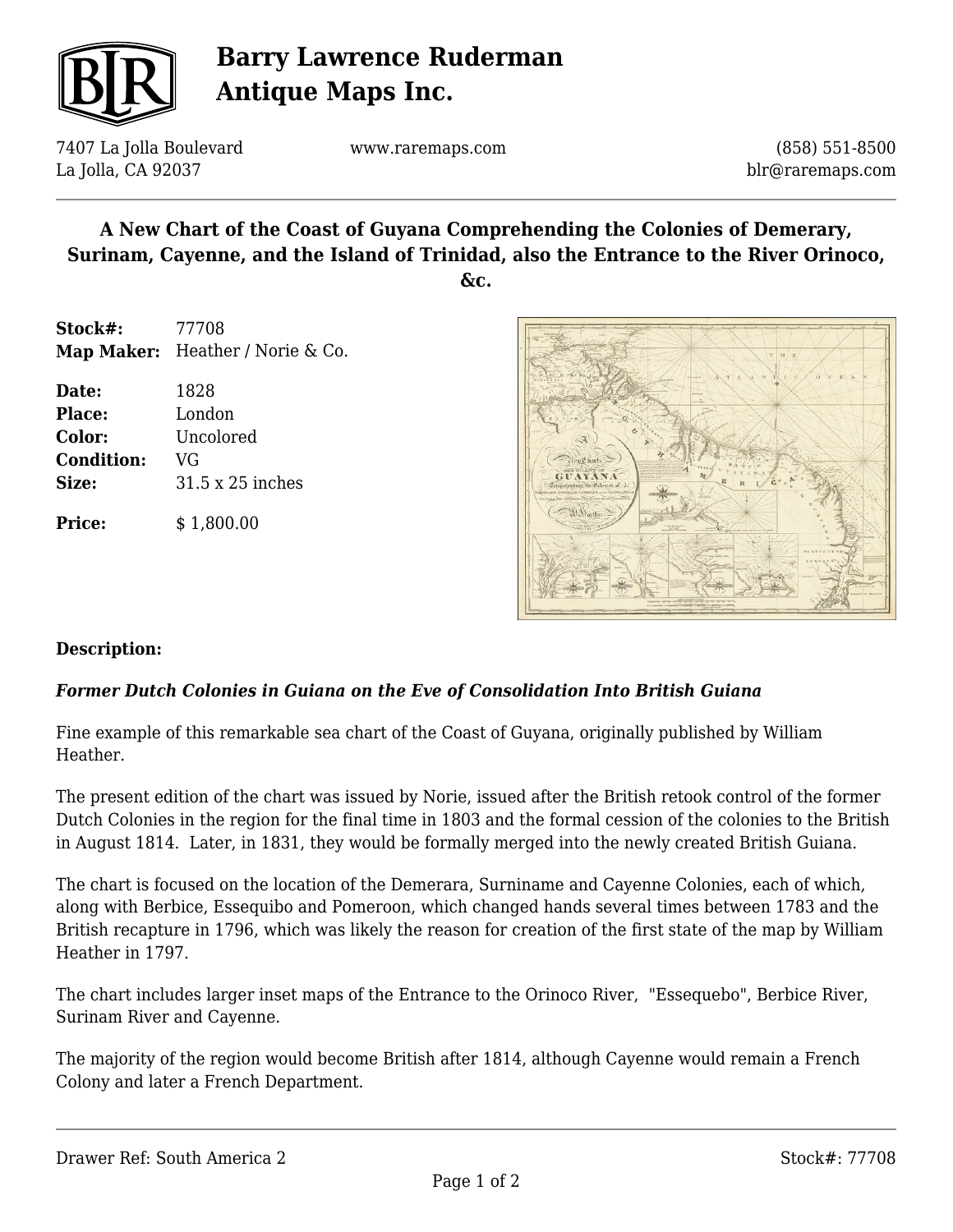# A New Chart of the Coast of Guyana Comprehending the Colonies of Demerary, Surinam, Cayenne, and the Island of Trinidad, also the Entrance to the River Orinoco, &c.

**Stock#:** 77708
**Map Maker:** Heather / Norie & Co.

**Date:** 1828
**Place:** London
**Color:** Uncolored
**Condition:** VG
**Size:** 31.5 x 25 inches

**Price:** $ 1,800.00

## Description:

***Former Dutch Colonies in Guiana on the Eve of Consolidation Into British Guiana***

Fine example of this remarkable sea chart of the Coast of Guyana, originally published by William Heather.

The present edition of the chart was issued by Norie, issued after the British retook control of the former Dutch Colonies in the region for the final time in 1803 and the formal cession of the colonies to the British in August 1814. Later, in 1831, they would be formally merged into the newly created British Guiana.

The chart is focused on the location of the Demerara, Surniname and Cayenne Colonies, each of which, along with Berbice, Essequibo and Pomeroon, which changed hands several times between 1783 and the British recapture in 1796, which was likely the reason for creation of the first state of the map by William Heather in 1797.

The chart includes larger inset maps of the Entrance to the Orinoco River, "Essequebo", Berbice River, Surinam River and Cayenne.

The majority of the region would become British after 1814, although Cayenne would remain a French Colony and later a French Department.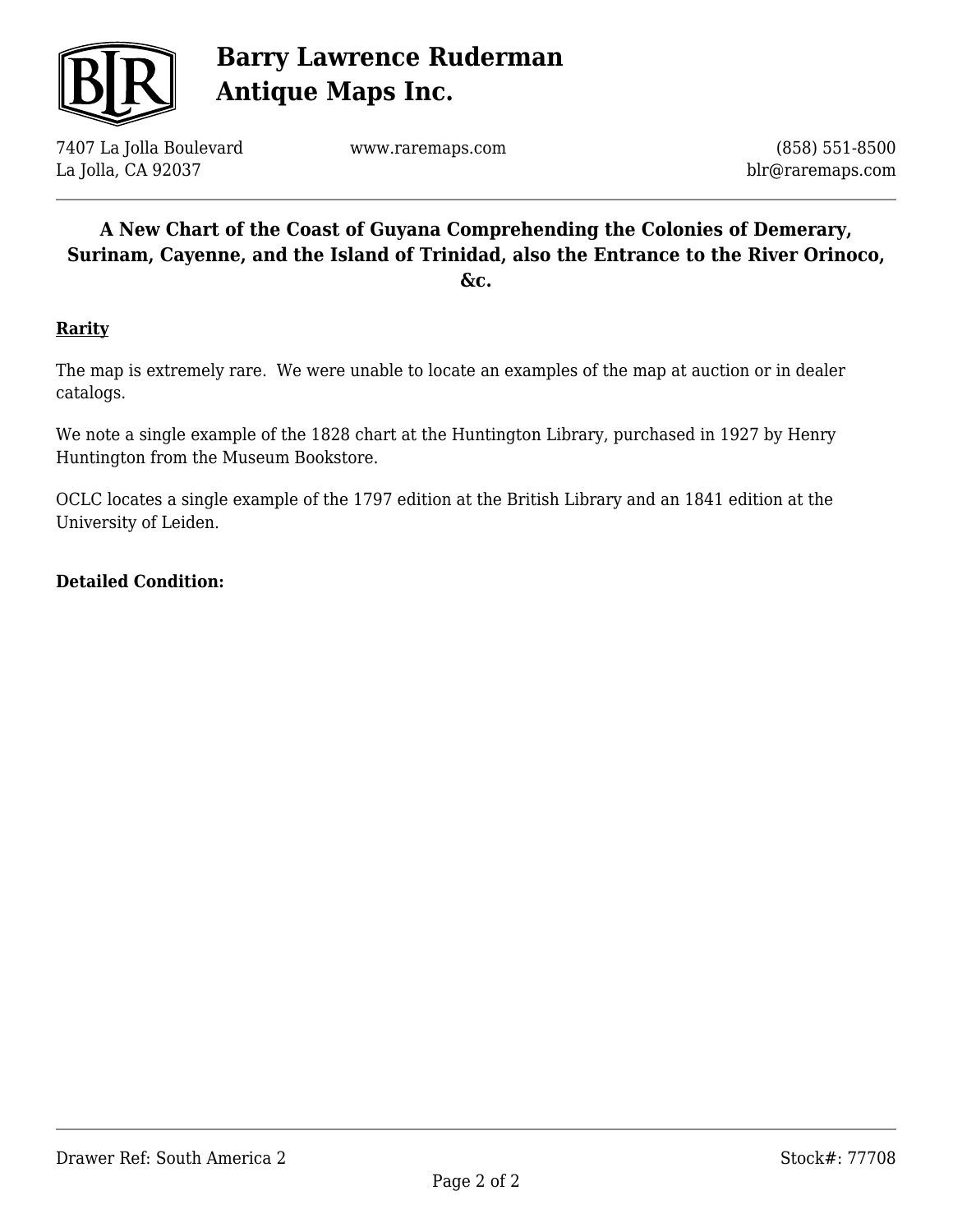## A New Chart of the Coast of Guyana Comprehending the Colonies of Demerary, Surinam, Cayenne, and the Island of Trinidad, also the Entrance to the River Orinoco, &c.

**Rarity**

The map is extremely rare.  We were unable to locate an examples of the map at auction or in dealer catalogs.

We note a single example of the 1828 chart at the Huntington Library, purchased in 1927 by Henry Huntington from the Museum Bookstore.

OCLC locates a single example of the 1797 edition at the British Library and an 1841 edition at the University of Leiden.

**Detailed Condition:**

Drawer Ref: South America 2

Stock#: 77708